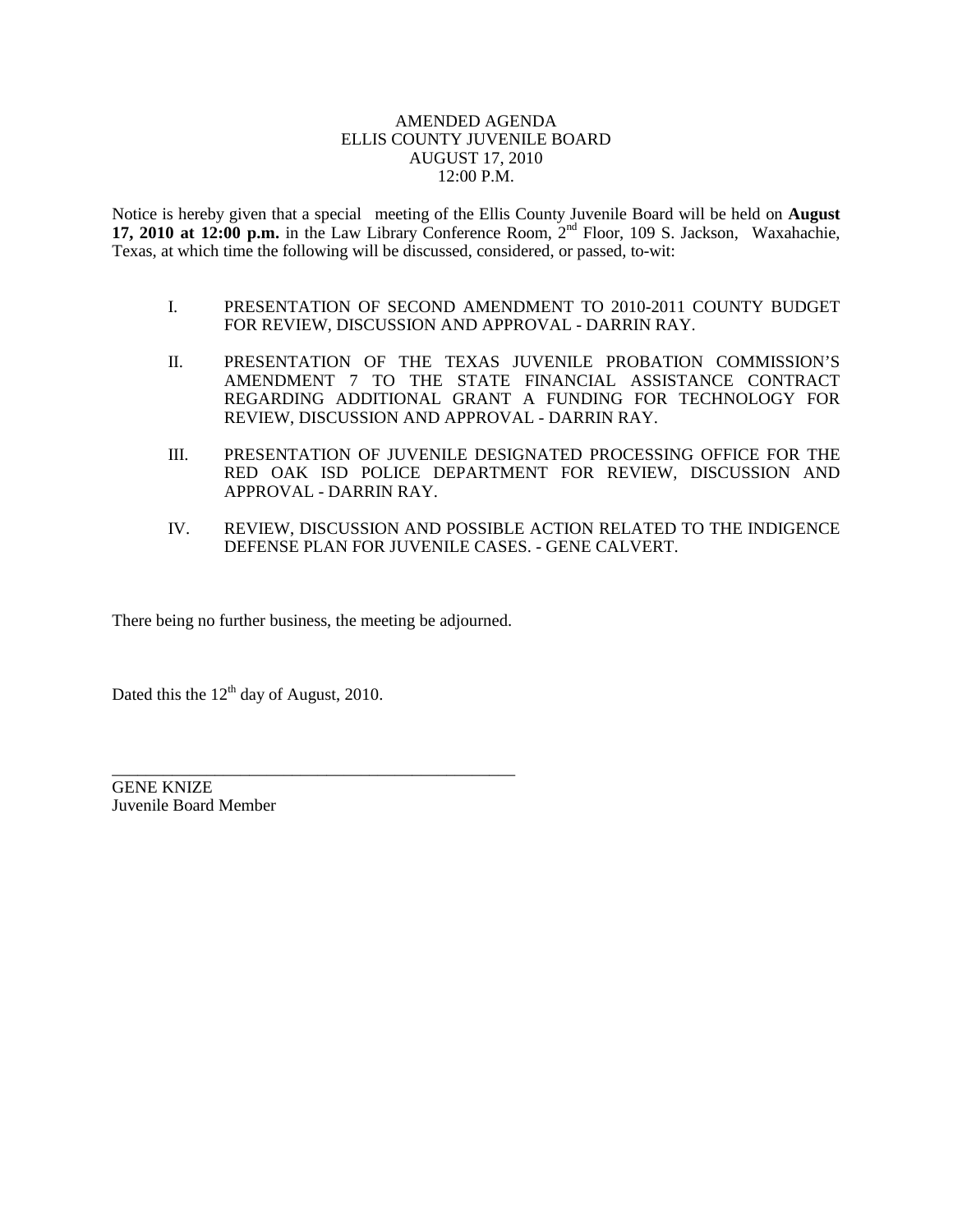AMENDED AGENDA
ELLIS COUNTY JUVENILE BOARD
AUGUST 17, 2010
12:00 P.M.

Notice is hereby given that a special meeting of the Ellis County Juvenile Board will be held on **August 17, 2010 at 12:00 p.m.** in the Law Library Conference Room, 2nd Floor, 109 S. Jackson, Waxahachie, Texas, at which time the following will be discussed, considered, or passed, to-wit:

I. PRESENTATION OF SECOND AMENDMENT TO 2010-2011 COUNTY BUDGET FOR REVIEW, DISCUSSION AND APPROVAL - DARRIN RAY.

II. PRESENTATION OF THE TEXAS JUVENILE PROBATION COMMISSION'S AMENDMENT 7 TO THE STATE FINANCIAL ASSISTANCE CONTRACT REGARDING ADDITIONAL GRANT A FUNDING FOR TECHNOLOGY FOR REVIEW, DISCUSSION AND APPROVAL - DARRIN RAY.

III. PRESENTATION OF JUVENILE DESIGNATED PROCESSING OFFICE FOR THE RED OAK ISD POLICE DEPARTMENT FOR REVIEW, DISCUSSION AND APPROVAL - DARRIN RAY.

IV. REVIEW, DISCUSSION AND POSSIBLE ACTION RELATED TO THE INDIGENCE DEFENSE PLAN FOR JUVENILE CASES. - GENE CALVERT.

There being no further business, the meeting be adjourned.

Dated this the 12th day of August, 2010.

\_\_\_\_\_\_\_\_\_\_\_\_\_\_\_\_\_\_\_\_\_\_\_\_\_\_\_\_\_\_\_\_\_\_\_\_\_\_\_\_\_\_\_\_\_\_\_\_

GENE KNIZE
Juvenile Board Member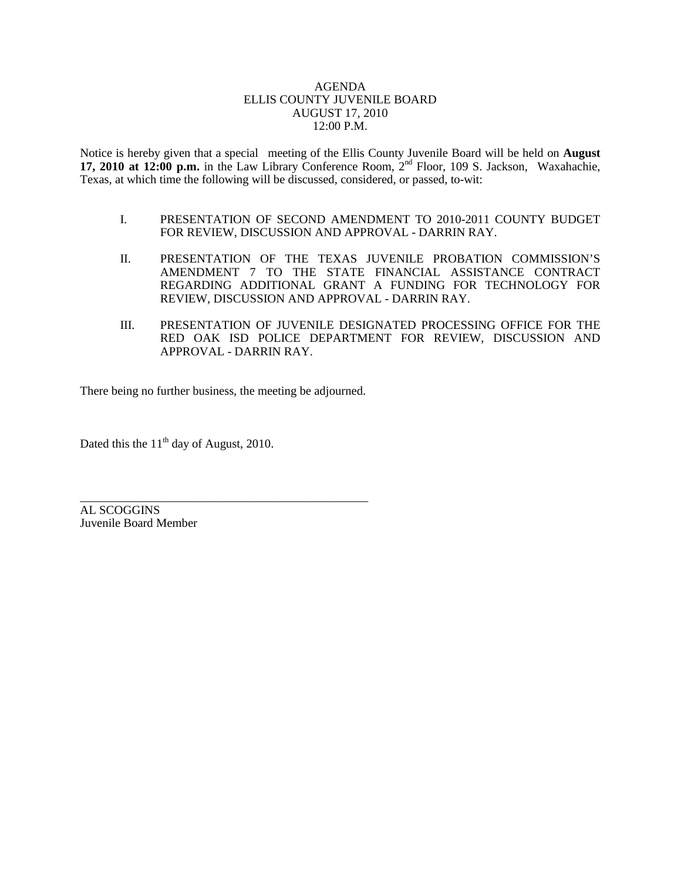AGENDA
ELLIS COUNTY JUVENILE BOARD
AUGUST 17, 2010
12:00 P.M.

Notice is hereby given that a special meeting of the Ellis County Juvenile Board will be held on **August 17, 2010 at 12:00 p.m.** in the Law Library Conference Room, 2nd Floor, 109 S. Jackson, Waxahachie, Texas, at which time the following will be discussed, considered, or passed, to-wit:

I. PRESENTATION OF SECOND AMENDMENT TO 2010-2011 COUNTY BUDGET FOR REVIEW, DISCUSSION AND APPROVAL - DARRIN RAY.

II. PRESENTATION OF THE TEXAS JUVENILE PROBATION COMMISSION'S AMENDMENT 7 TO THE STATE FINANCIAL ASSISTANCE CONTRACT REGARDING ADDITIONAL GRANT A FUNDING FOR TECHNOLOGY FOR REVIEW, DISCUSSION AND APPROVAL - DARRIN RAY.

III. PRESENTATION OF JUVENILE DESIGNATED PROCESSING OFFICE FOR THE RED OAK ISD POLICE DEPARTMENT FOR REVIEW, DISCUSSION AND APPROVAL - DARRIN RAY.

There being no further business, the meeting be adjourned.

Dated this the 11th day of August, 2010.

\_\_\_\_\_\_\_\_\_\_\_\_\_\_\_\_\_\_\_\_\_\_\_\_\_\_\_\_\_\_\_\_\_\_\_\_\_\_\_\_\_\_\_\_\_\_\_\_
AL SCOGGINS
Juvenile Board Member